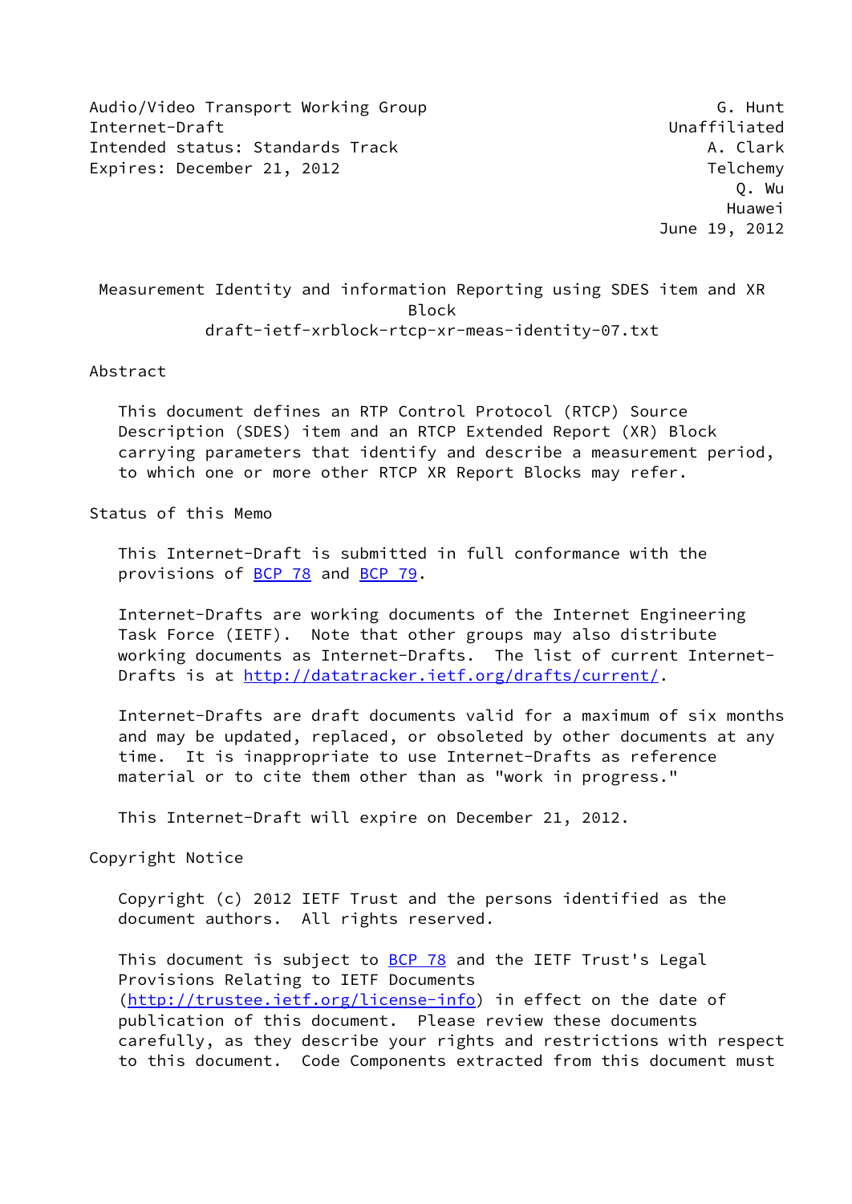Audio/Video Transport Working Group G. Hunt
Internet-Draft Unaffiliated
Intended status: Standards Track A. Clark
Expires: December 21, 2012 Telchemy
Q. Wu
Huawei
June 19, 2012

# Measurement Identity and information Reporting using SDES item and XR Block

draft-ietf-xrblock-rtcp-xr-meas-identity-07.txt

## Abstract

This document defines an RTP Control Protocol (RTCP) Source Description (SDES) item and an RTCP Extended Report (XR) Block carrying parameters that identify and describe a measurement period, to which one or more other RTCP XR Report Blocks may refer.

## Status of this Memo

This Internet-Draft is submitted in full conformance with the provisions of BCP 78 and BCP 79.

Internet-Drafts are working documents of the Internet Engineering Task Force (IETF). Note that other groups may also distribute working documents as Internet-Drafts. The list of current Internet-Drafts is at http://datatracker.ietf.org/drafts/current/.

Internet-Drafts are draft documents valid for a maximum of six months and may be updated, replaced, or obsoleted by other documents at any time. It is inappropriate to use Internet-Drafts as reference material or to cite them other than as "work in progress."

This Internet-Draft will expire on December 21, 2012.

## Copyright Notice

Copyright (c) 2012 IETF Trust and the persons identified as the document authors. All rights reserved.

This document is subject to BCP 78 and the IETF Trust's Legal Provisions Relating to IETF Documents (http://trustee.ietf.org/license-info) in effect on the date of publication of this document. Please review these documents carefully, as they describe your rights and restrictions with respect to this document. Code Components extracted from this document must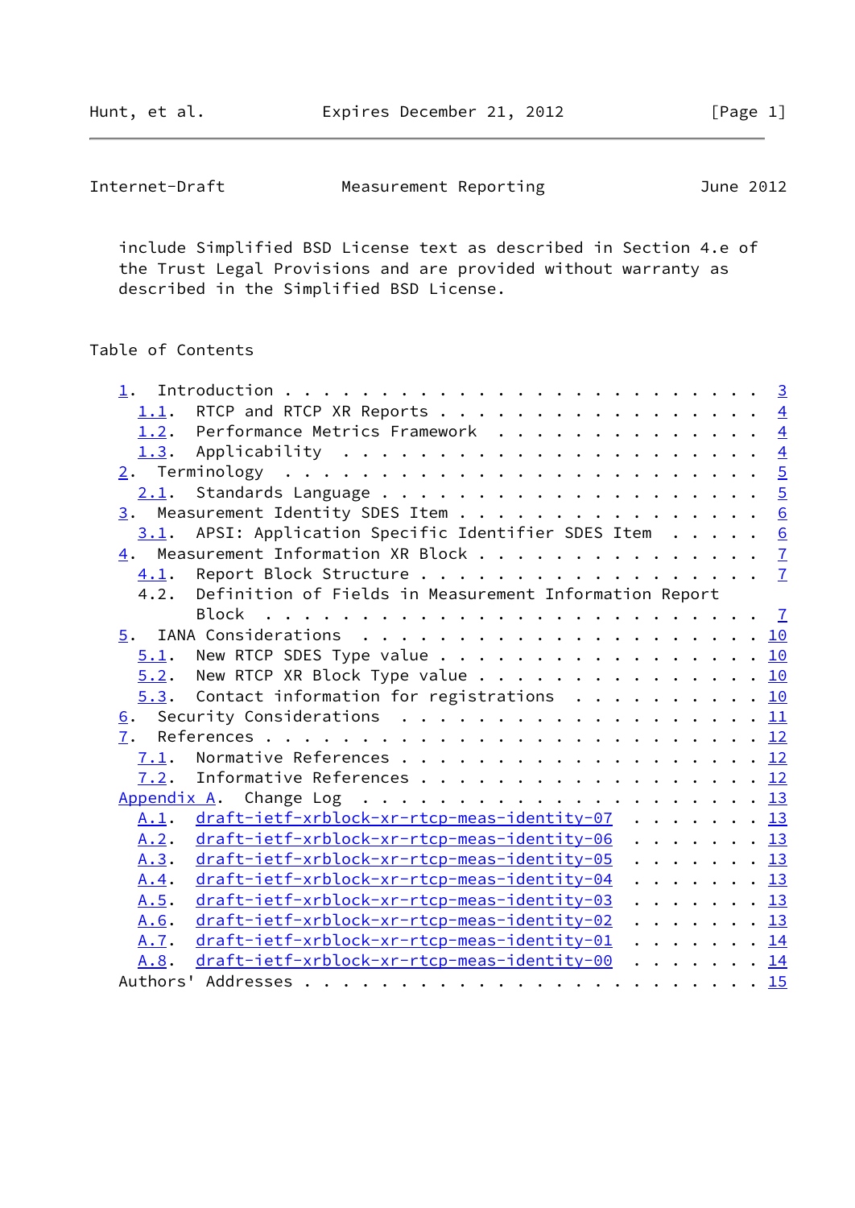include Simplified BSD License text as described in Section 4.e of the Trust Legal Provisions and are provided without warranty as described in the Simplified BSD License.

## Table of Contents

```
   1.  Introduction . . . . . . . . . . . . . . . . . . . . . . . . .  3
     1.1.  RTCP and RTCP XR Reports . . . . . . . . . . . . . . . . .  4
     1.2.  Performance Metrics Framework  . . . . . . . . . . . . . .  4
     1.3.  Applicability  . . . . . . . . . . . . . . . . . . . . . .  4
   2.  Terminology  . . . . . . . . . . . . . . . . . . . . . . . . .  5
     2.1.  Standards Language . . . . . . . . . . . . . . . . . . . .  5
   3.  Measurement Identity SDES Item . . . . . . . . . . . . . . . .  6
     3.1.  APSI: Application Specific Identifier SDES Item  . . . . .  6
   4.  Measurement Information XR Block . . . . . . . . . . . . . . .  7
     4.1.  Report Block Structure . . . . . . . . . . . . . . . . . .  7
     4.2.  Definition of Fields in Measurement Information Report
           Block  . . . . . . . . . . . . . . . . . . . . . . . . . .  7
   5.  IANA Considerations  . . . . . . . . . . . . . . . . . . . . . 10
     5.1.  New RTCP SDES Type value . . . . . . . . . . . . . . . . . 10
     5.2.  New RTCP XR Block Type value . . . . . . . . . . . . . . . 10
     5.3.  Contact information for registrations  . . . . . . . . . . 10
   6.  Security Considerations  . . . . . . . . . . . . . . . . . . . 11
   7.  References . . . . . . . . . . . . . . . . . . . . . . . . . . 12
     7.1.  Normative References . . . . . . . . . . . . . . . . . . . 12
     7.2.  Informative References . . . . . . . . . . . . . . . . . . 12
   Appendix A.  Change Log  . . . . . . . . . . . . . . . . . . . . . 13
     A.1.  draft-ietf-xrblock-xr-rtcp-meas-identity-07  . . . . . . . 13
     A.2.  draft-ietf-xrblock-xr-rtcp-meas-identity-06  . . . . . . . 13
     A.3.  draft-ietf-xrblock-xr-rtcp-meas-identity-05  . . . . . . . 13
     A.4.  draft-ietf-xrblock-xr-rtcp-meas-identity-04  . . . . . . . 13
     A.5.  draft-ietf-xrblock-xr-rtcp-meas-identity-03  . . . . . . . 13
     A.6.  draft-ietf-xrblock-xr-rtcp-meas-identity-02  . . . . . . . 13
     A.7.  draft-ietf-xrblock-xr-rtcp-meas-identity-01  . . . . . . . 14
     A.8.  draft-ietf-xrblock-xr-rtcp-meas-identity-00  . . . . . . . 14
   Authors' Addresses . . . . . . . . . . . . . . . . . . . . . . . . 15
```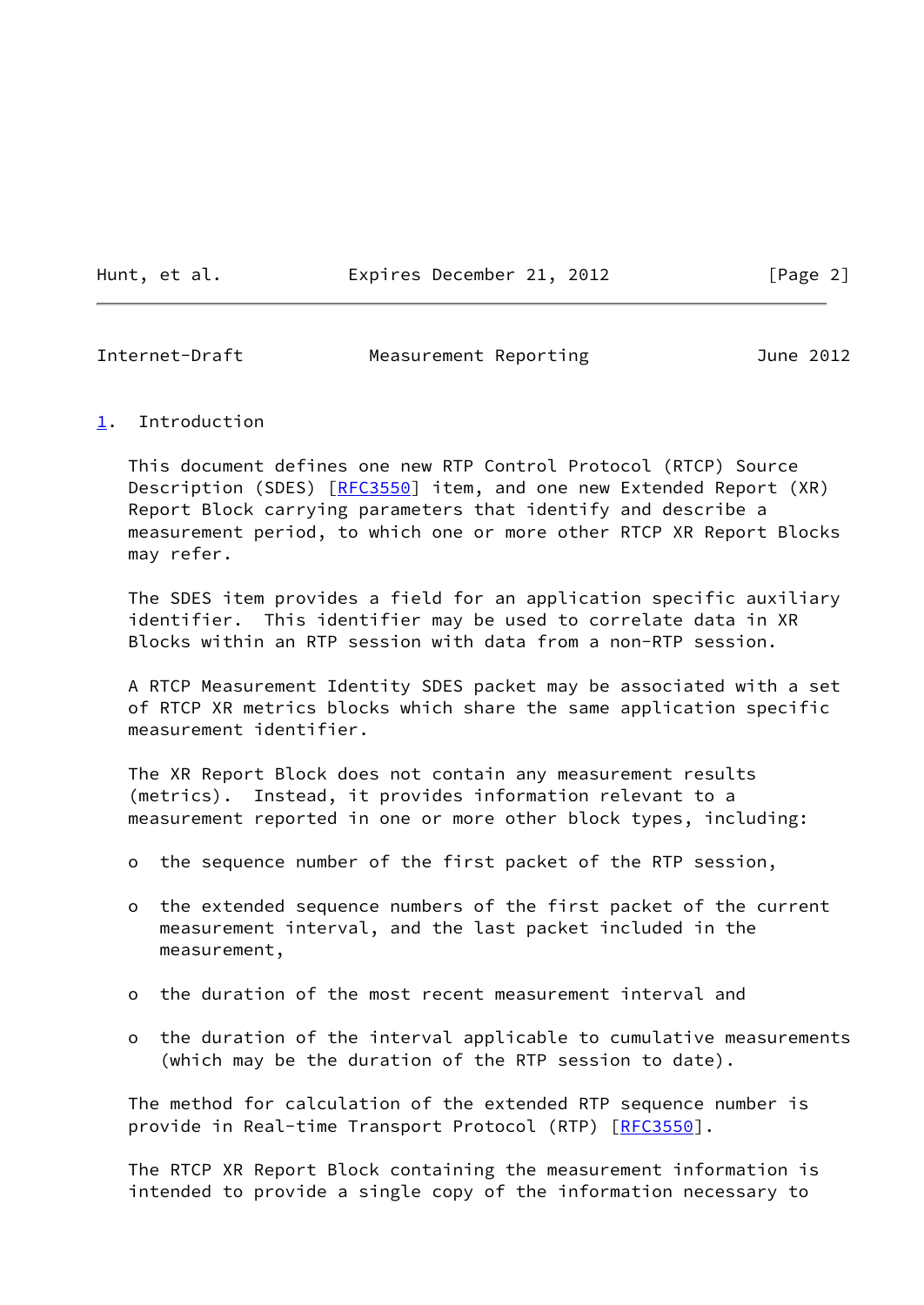## 1. Introduction

This document defines one new RTP Control Protocol (RTCP) Source Description (SDES) [RFC3550] item, and one new Extended Report (XR) Report Block carrying parameters that identify and describe a measurement period, to which one or more other RTCP XR Report Blocks may refer.

The SDES item provides a field for an application specific auxiliary identifier. This identifier may be used to correlate data in XR Blocks within an RTP session with data from a non-RTP session.

A RTCP Measurement Identity SDES packet may be associated with a set of RTCP XR metrics blocks which share the same application specific measurement identifier.

The XR Report Block does not contain any measurement results (metrics). Instead, it provides information relevant to a measurement reported in one or more other block types, including:

- the sequence number of the first packet of the RTP session,
- the extended sequence numbers of the first packet of the current measurement interval, and the last packet included in the measurement,
- the duration of the most recent measurement interval and
- the duration of the interval applicable to cumulative measurements (which may be the duration of the RTP session to date).

The method for calculation of the extended RTP sequence number is provide in Real-time Transport Protocol (RTP) [RFC3550].

The RTCP XR Report Block containing the measurement information is intended to provide a single copy of the information necessary to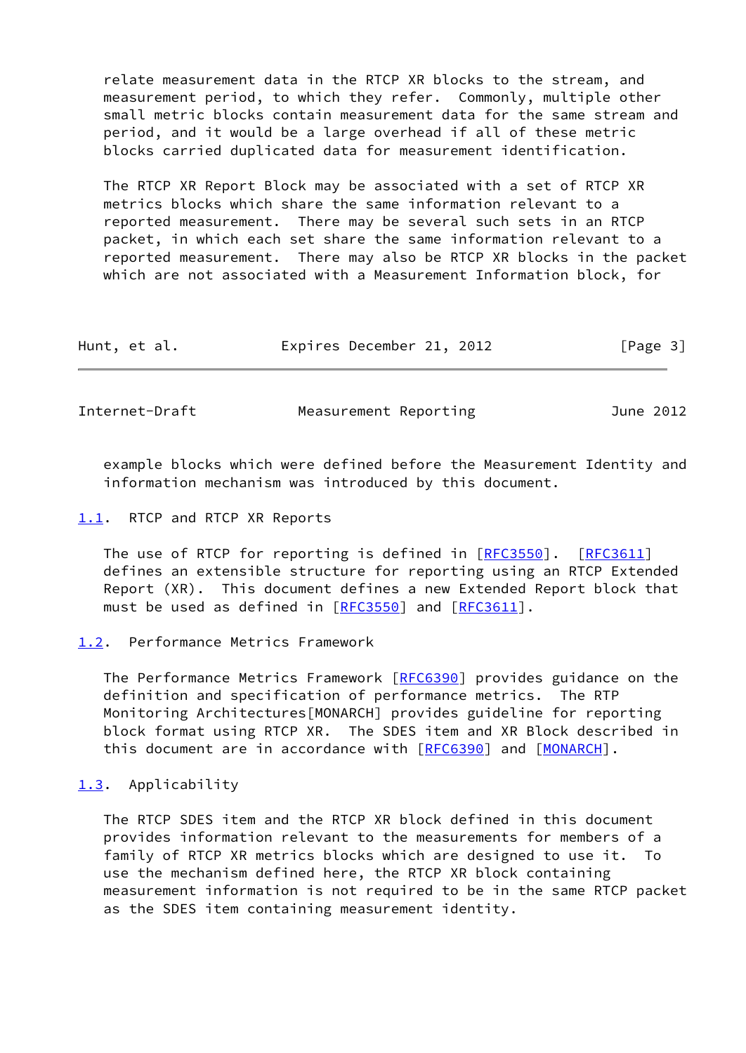relate measurement data in the RTCP XR blocks to the stream, and measurement period, to which they refer. Commonly, multiple other small metric blocks contain measurement data for the same stream and period, and it would be a large overhead if all of these metric blocks carried duplicated data for measurement identification.

The RTCP XR Report Block may be associated with a set of RTCP XR metrics blocks which share the same information relevant to a reported measurement. There may be several such sets in an RTCP packet, in which each set share the same information relevant to a reported measurement. There may also be RTCP XR blocks in the packet which are not associated with a Measurement Information block, for example blocks which were defined before the Measurement Identity and information mechanism was introduced by this document.

## 1.1. RTCP and RTCP XR Reports

The use of RTCP for reporting is defined in [RFC3550]. [RFC3611] defines an extensible structure for reporting using an RTCP Extended Report (XR). This document defines a new Extended Report block that must be used as defined in [RFC3550] and [RFC3611].

## 1.2. Performance Metrics Framework

The Performance Metrics Framework [RFC6390] provides guidance on the definition and specification of performance metrics. The RTP Monitoring Architectures[MONARCH] provides guideline for reporting block format using RTCP XR. The SDES item and XR Block described in this document are in accordance with [RFC6390] and [MONARCH].

## 1.3. Applicability

The RTCP SDES item and the RTCP XR block defined in this document provides information relevant to the measurements for members of a family of RTCP XR metrics blocks which are designed to use it. To use the mechanism defined here, the RTCP XR block containing measurement information is not required to be in the same RTCP packet as the SDES item containing measurement identity.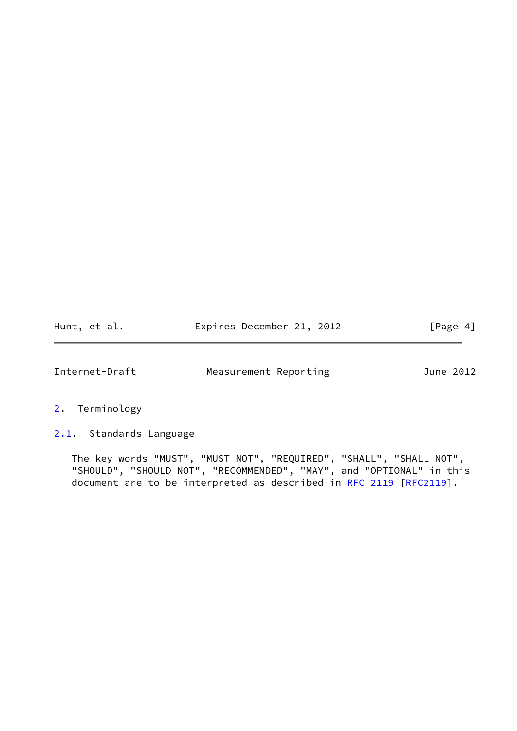## 2. Terminology

### 2.1. Standards Language

The key words "MUST", "MUST NOT", "REQUIRED", "SHALL", "SHALL NOT", "SHOULD", "SHOULD NOT", "RECOMMENDED", "MAY", and "OPTIONAL" in this document are to be interpreted as described in RFC 2119 [RFC2119].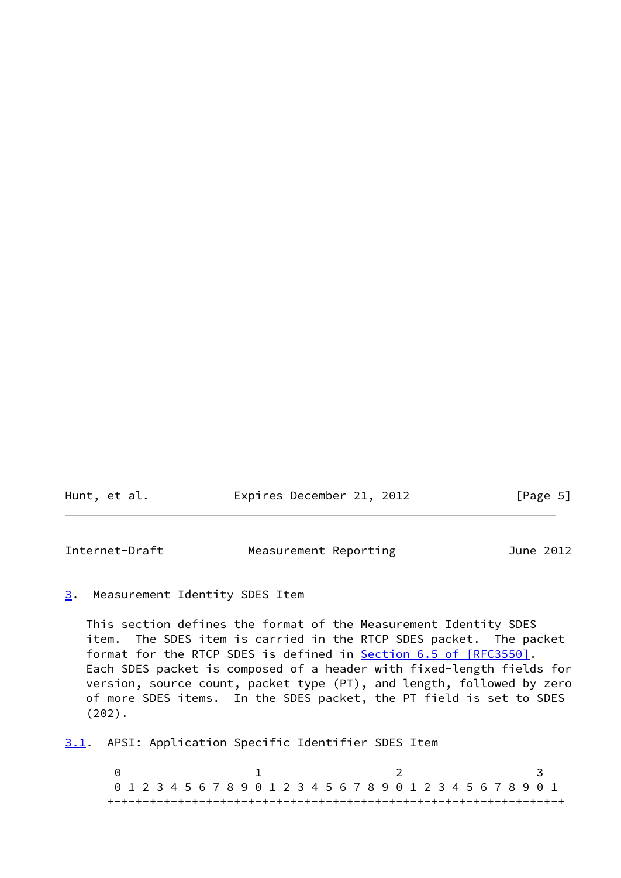## 3. Measurement Identity SDES Item

This section defines the format of the Measurement Identity SDES item. The SDES item is carried in the RTCP SDES packet. The packet format for the RTCP SDES is defined in Section 6.5 of [RFC3550]. Each SDES packet is composed of a header with fixed-length fields for version, source count, packet type (PT), and length, followed by zero of more SDES items. In the SDES packet, the PT field is set to SDES (202).

### 3.1. APSI: Application Specific Identifier SDES Item

```
 0                   1                   2                   3
 0 1 2 3 4 5 6 7 8 9 0 1 2 3 4 5 6 7 8 9 0 1 2 3 4 5 6 7 8 9 0 1
+-+-+-+-+-+-+-+-+-+-+-+-+-+-+-+-+-+-+-+-+-+-+-+-+-+-+-+-+-+-+-+-+
```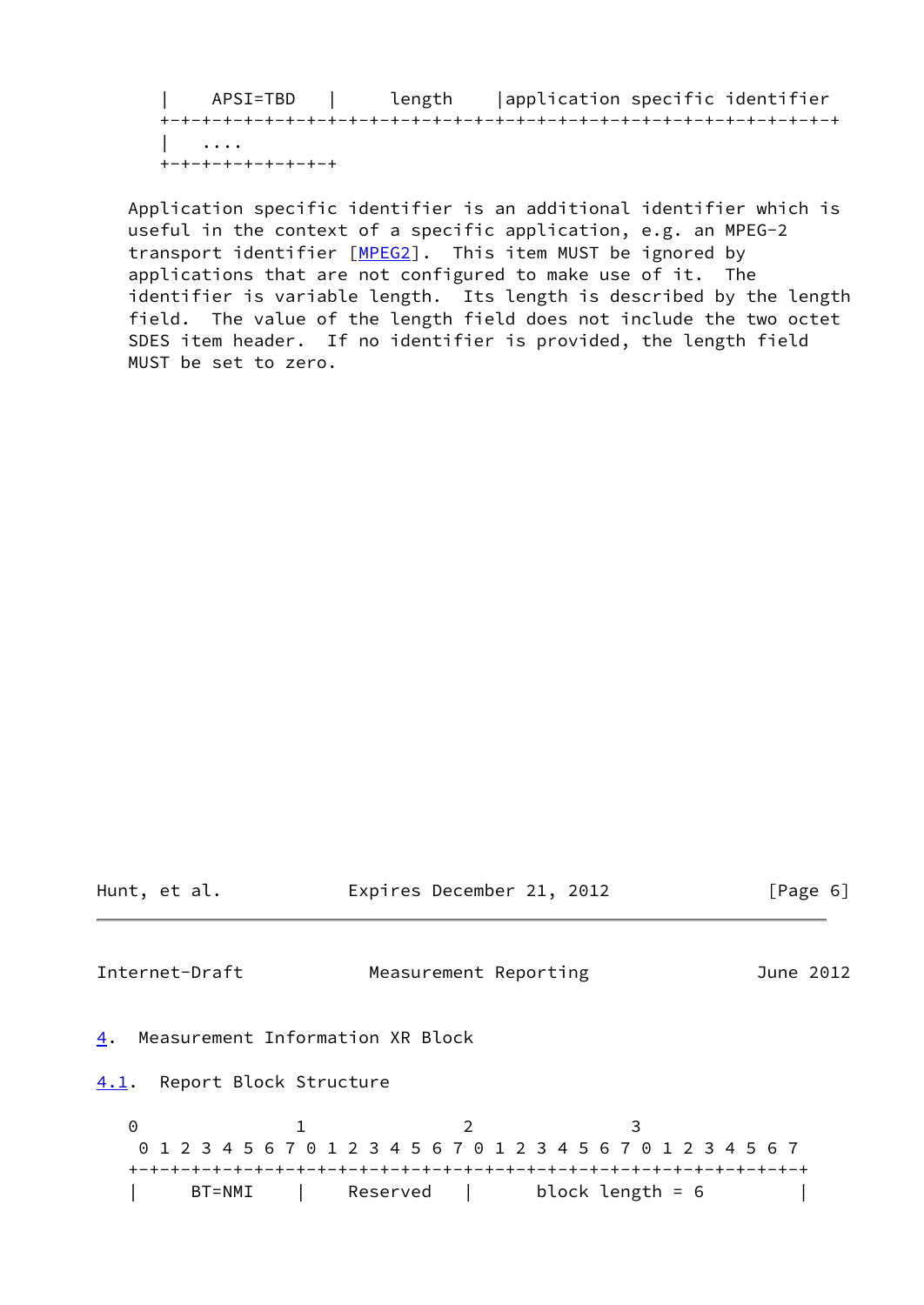```
   |    APSI=TBD   |     length    |application specific identifier
   +-+-+-+-+-+-+-+-+-+-+-+-+-+-+-+-+-+-+-+-+-+-+-+-+-+-+-+-+-+-+-+-+
   |   ....
   +-+-+-+-+-+-+-+-+
```

Application specific identifier is an additional identifier which is useful in the context of a specific application, e.g. an MPEG-2 transport identifier [MPEG2]. This item MUST be ignored by applications that are not configured to make use of it. The identifier is variable length. Its length is described by the length field. The value of the length field does not include the two octet SDES item header. If no identifier is provided, the length field MUST be set to zero.

## 4. Measurement Information XR Block

### 4.1. Report Block Structure

```
  0               1               2               3
   0 1 2 3 4 5 6 7 0 1 2 3 4 5 6 7 0 1 2 3 4 5 6 7 0 1 2 3 4 5 6 7
  +-+-+-+-+-+-+-+-+-+-+-+-+-+-+-+-+-+-+-+-+-+-+-+-+-+-+-+-+-+-+-+-+
  |     BT=NMI    |    Reserved   |      block length = 6         |
```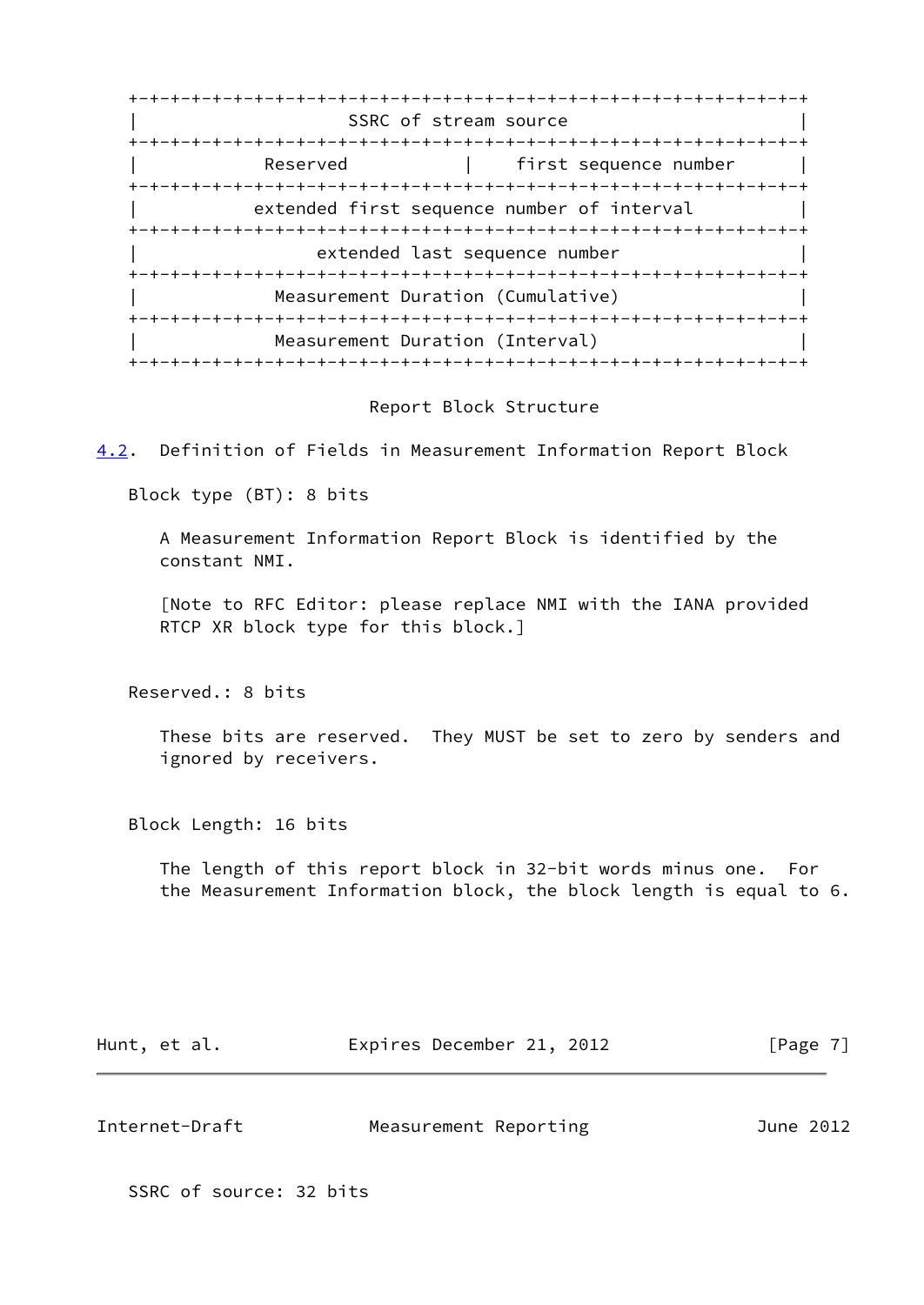```
+-+-+-+-+-+-+-+-+-+-+-+-+-+-+-+-+-+-+-+-+-+-+-+-+-+-+-+-+-+-+-+-+
|                     SSRC of stream source                     |
+-+-+-+-+-+-+-+-+-+-+-+-+-+-+-+-+-+-+-+-+-+-+-+-+-+-+-+-+-+-+-+-+
|           Reserved            |    first sequence number      |
+-+-+-+-+-+-+-+-+-+-+-+-+-+-+-+-+-+-+-+-+-+-+-+-+-+-+-+-+-+-+-+-+
|          extended first sequence number of interval           |
+-+-+-+-+-+-+-+-+-+-+-+-+-+-+-+-+-+-+-+-+-+-+-+-+-+-+-+-+-+-+-+-+
|                extended last sequence number                  |
+-+-+-+-+-+-+-+-+-+-+-+-+-+-+-+-+-+-+-+-+-+-+-+-+-+-+-+-+-+-+-+-+
|             Measurement Duration (Cumulative)                 |
+-+-+-+-+-+-+-+-+-+-+-+-+-+-+-+-+-+-+-+-+-+-+-+-+-+-+-+-+-+-+-+-+
|             Measurement Duration (Interval)                   |
+-+-+-+-+-+-+-+-+-+-+-+-+-+-+-+-+-+-+-+-+-+-+-+-+-+-+-+-+-+-+-+-+
```

Report Block Structure

### 4.2. Definition of Fields in Measurement Information Report Block

Block type (BT): 8 bits

A Measurement Information Report Block is identified by the constant NMI.

[Note to RFC Editor: please replace NMI with the IANA provided RTCP XR block type for this block.]

Reserved.: 8 bits

These bits are reserved. They MUST be set to zero by senders and ignored by receivers.

Block Length: 16 bits

The length of this report block in 32-bit words minus one. For the Measurement Information block, the block length is equal to 6.

SSRC of source: 32 bits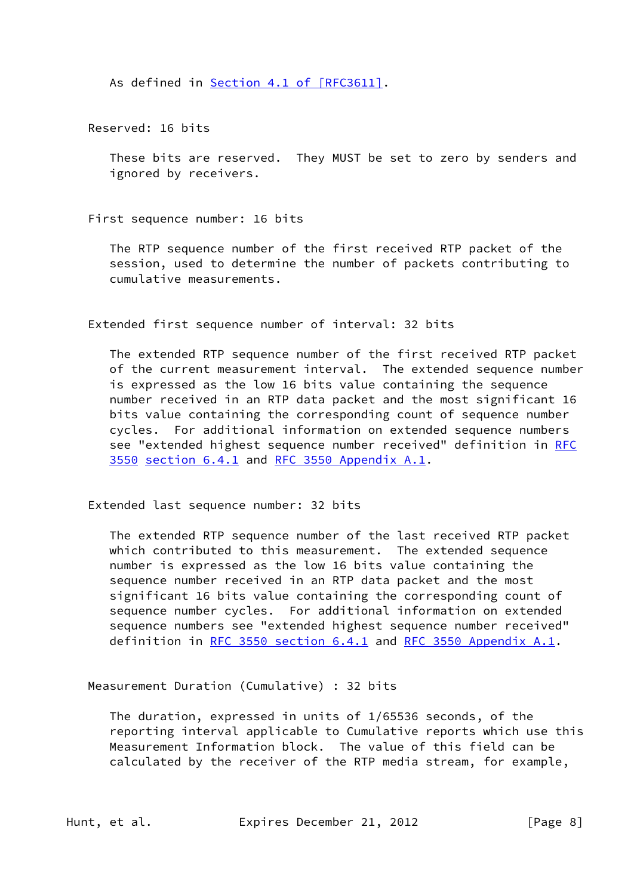As defined in Section 4.1 of [RFC3611].

Reserved: 16 bits

These bits are reserved. They MUST be set to zero by senders and ignored by receivers.

First sequence number: 16 bits

The RTP sequence number of the first received RTP packet of the session, used to determine the number of packets contributing to cumulative measurements.

Extended first sequence number of interval: 32 bits

The extended RTP sequence number of the first received RTP packet of the current measurement interval. The extended sequence number is expressed as the low 16 bits value containing the sequence number received in an RTP data packet and the most significant 16 bits value containing the corresponding count of sequence number cycles. For additional information on extended sequence numbers see "extended highest sequence number received" definition in RFC 3550 section 6.4.1 and RFC 3550 Appendix A.1.

Extended last sequence number: 32 bits

The extended RTP sequence number of the last received RTP packet which contributed to this measurement. The extended sequence number is expressed as the low 16 bits value containing the sequence number received in an RTP data packet and the most significant 16 bits value containing the corresponding count of sequence number cycles. For additional information on extended sequence numbers see "extended highest sequence number received" definition in RFC 3550 section 6.4.1 and RFC 3550 Appendix A.1.

Measurement Duration (Cumulative) : 32 bits

The duration, expressed in units of 1/65536 seconds, of the reporting interval applicable to Cumulative reports which use this Measurement Information block. The value of this field can be calculated by the receiver of the RTP media stream, for example,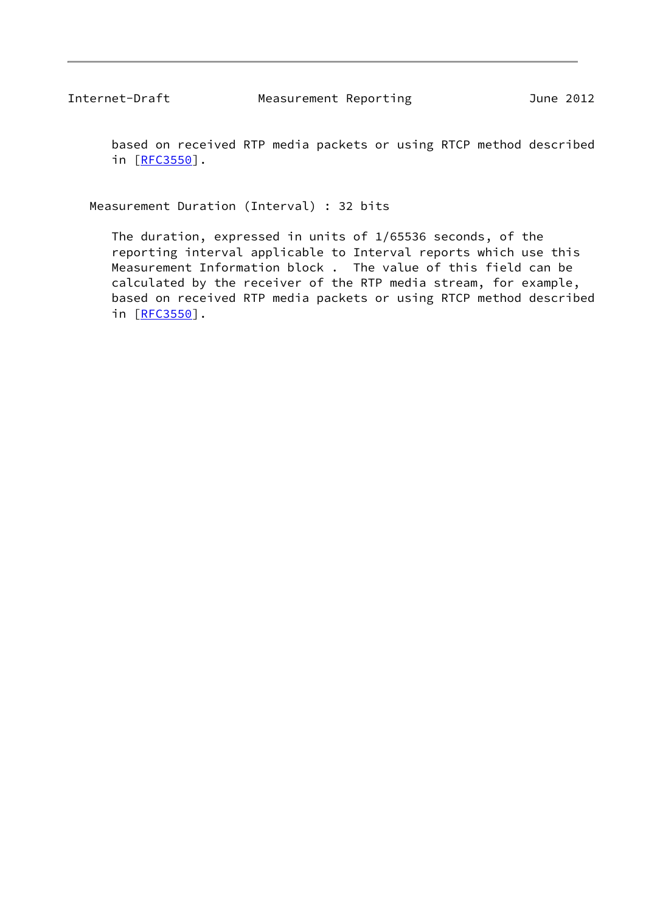based on received RTP media packets or using RTCP method described in [RFC3550].

Measurement Duration (Interval) : 32 bits

The duration, expressed in units of 1/65536 seconds, of the reporting interval applicable to Interval reports which use this Measurement Information block . The value of this field can be calculated by the receiver of the RTP media stream, for example, based on received RTP media packets or using RTCP method described in [RFC3550].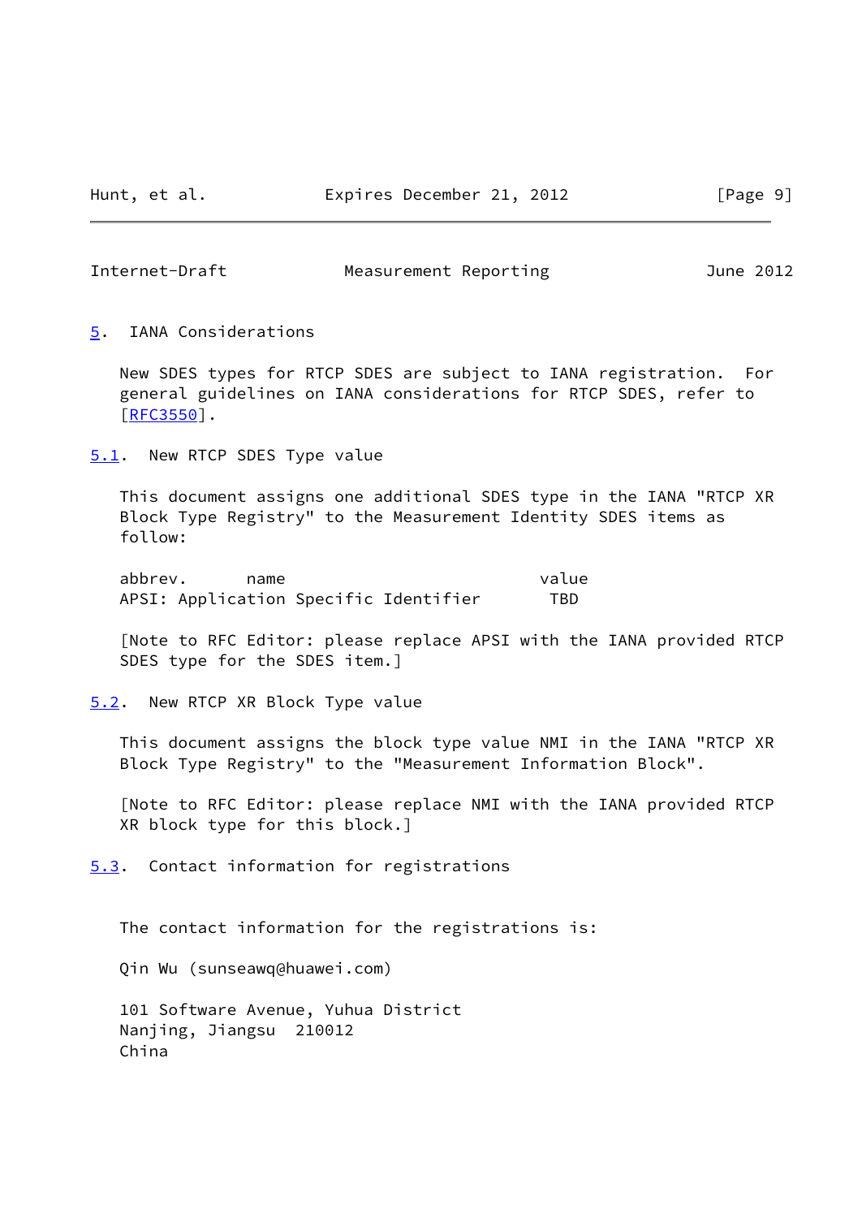## 5. IANA Considerations

New SDES types for RTCP SDES are subject to IANA registration. For general guidelines on IANA considerations for RTCP SDES, refer to [RFC3550].

### 5.1. New RTCP SDES Type value

This document assigns one additional SDES type in the IANA "RTCP XR Block Type Registry" to the Measurement Identity SDES items as follow:

```
abbrev.      name                                value
APSI: Application Specific Identifier             TBD
```

[Note to RFC Editor: please replace APSI with the IANA provided RTCP SDES type for the SDES item.]

### 5.2. New RTCP XR Block Type value

This document assigns the block type value NMI in the IANA "RTCP XR Block Type Registry" to the "Measurement Information Block".

[Note to RFC Editor: please replace NMI with the IANA provided RTCP XR block type for this block.]

### 5.3. Contact information for registrations

The contact information for the registrations is:

Qin Wu (sunseawq@huawei.com)

101 Software Avenue, Yuhua District
Nanjing, Jiangsu 210012
China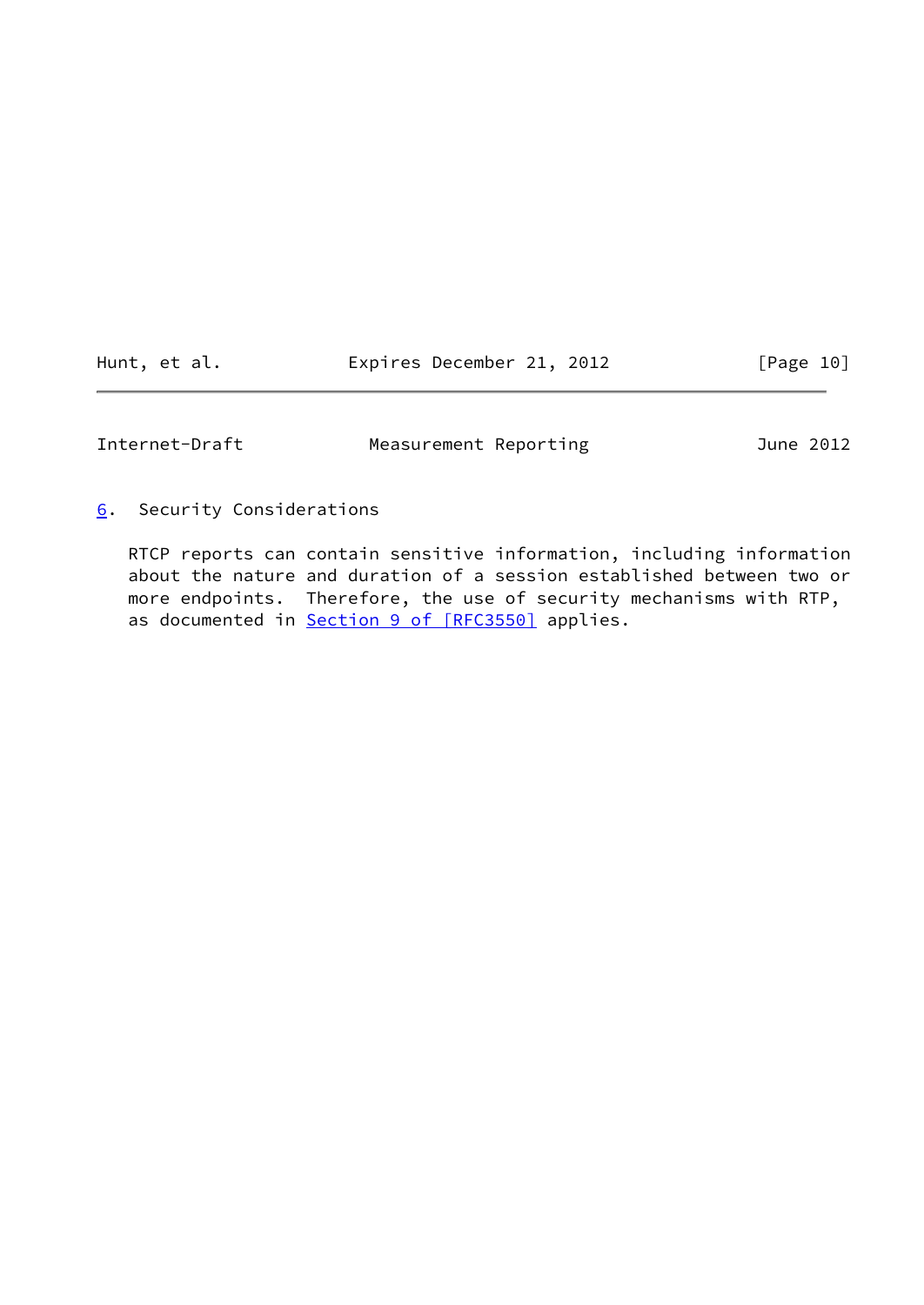## 6. Security Considerations

RTCP reports can contain sensitive information, including information about the nature and duration of a session established between two or more endpoints. Therefore, the use of security mechanisms with RTP, as documented in Section 9 of [RFC3550] applies.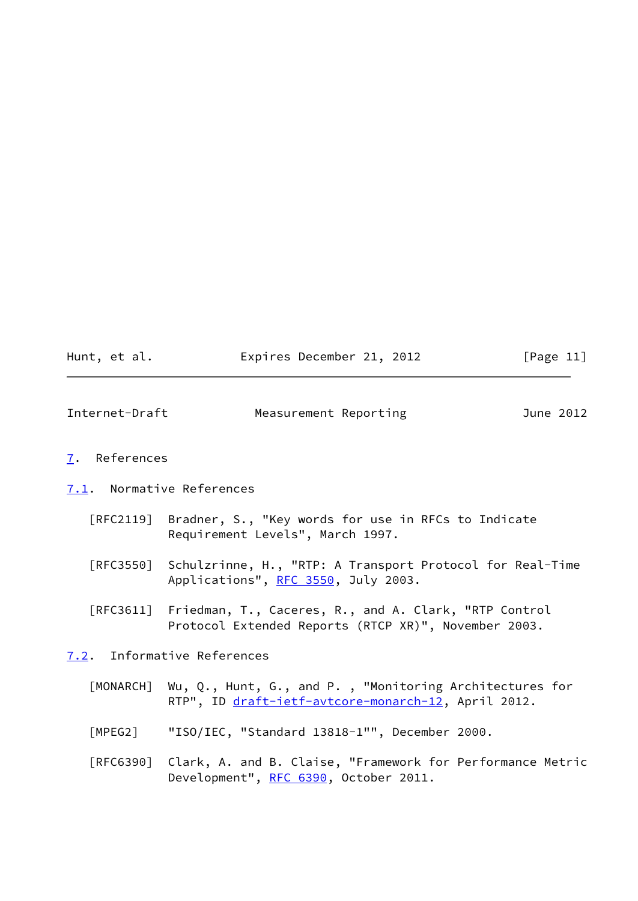## 7. References

### 7.1. Normative References

[RFC2119] Bradner, S., "Key words for use in RFCs to Indicate Requirement Levels", March 1997.

[RFC3550] Schulzrinne, H., "RTP: A Transport Protocol for Real-Time Applications", RFC 3550, July 2003.

[RFC3611] Friedman, T., Caceres, R., and A. Clark, "RTP Control Protocol Extended Reports (RTCP XR)", November 2003.

### 7.2. Informative References

[MONARCH] Wu, Q., Hunt, G., and P. , "Monitoring Architectures for RTP", ID draft-ietf-avtcore-monarch-12, April 2012.

[MPEG2] "ISO/IEC, "Standard 13818-1"", December 2000.

[RFC6390] Clark, A. and B. Claise, "Framework for Performance Metric Development", RFC 6390, October 2011.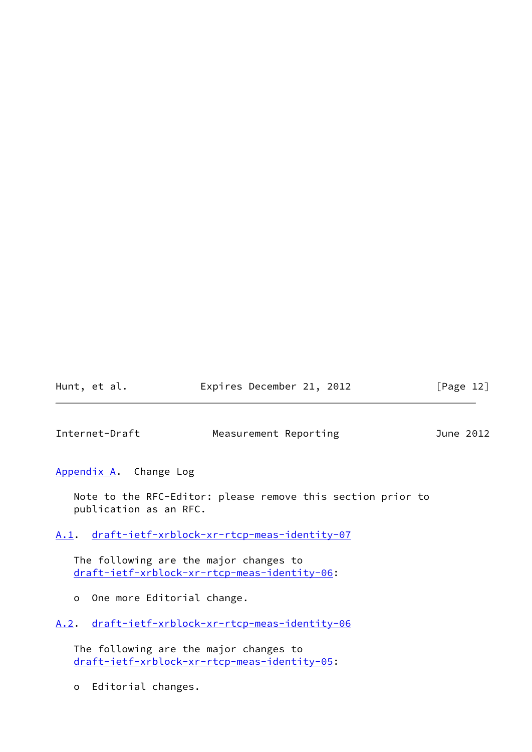## Appendix A. Change Log

Note to the RFC-Editor: please remove this section prior to publication as an RFC.

### A.1. draft-ietf-xrblock-xr-rtcp-meas-identity-07

The following are the major changes to draft-ietf-xrblock-xr-rtcp-meas-identity-06:

- One more Editorial change.

### A.2. draft-ietf-xrblock-xr-rtcp-meas-identity-06

The following are the major changes to draft-ietf-xrblock-xr-rtcp-meas-identity-05:

- Editorial changes.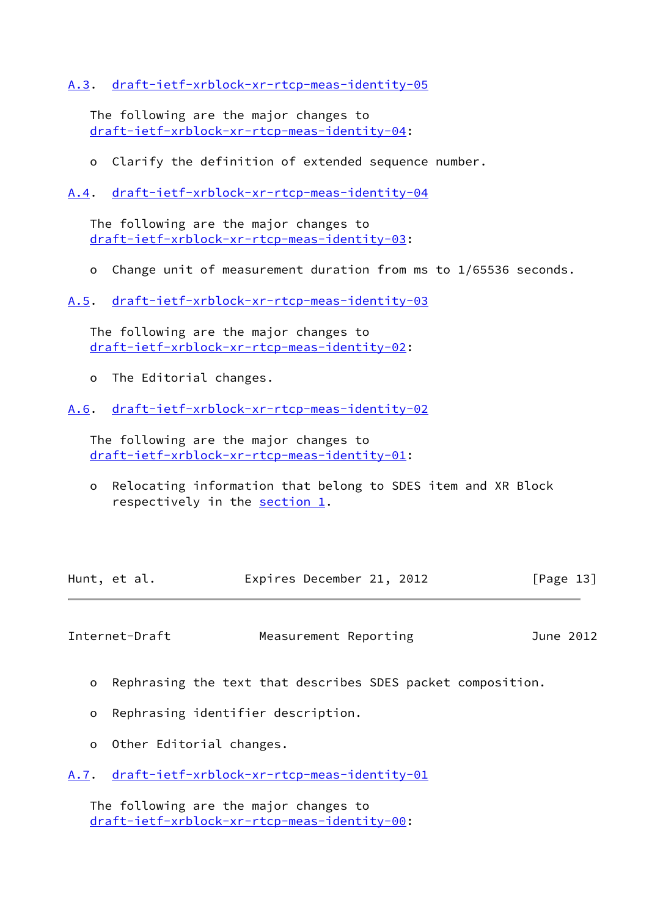### A.3. draft-ietf-xrblock-xr-rtcp-meas-identity-05

The following are the major changes to draft-ietf-xrblock-xr-rtcp-meas-identity-04:

- Clarify the definition of extended sequence number.

### A.4. draft-ietf-xrblock-xr-rtcp-meas-identity-04

The following are the major changes to draft-ietf-xrblock-xr-rtcp-meas-identity-03:

- Change unit of measurement duration from ms to 1/65536 seconds.

### A.5. draft-ietf-xrblock-xr-rtcp-meas-identity-03

The following are the major changes to draft-ietf-xrblock-xr-rtcp-meas-identity-02:

- The Editorial changes.

### A.6. draft-ietf-xrblock-xr-rtcp-meas-identity-02

The following are the major changes to draft-ietf-xrblock-xr-rtcp-meas-identity-01:

- Relocating information that belong to SDES item and XR Block respectively in the section 1.
- Rephrasing the text that describes SDES packet composition.
- Rephrasing identifier description.
- Other Editorial changes.

### A.7. draft-ietf-xrblock-xr-rtcp-meas-identity-01

The following are the major changes to draft-ietf-xrblock-xr-rtcp-meas-identity-00: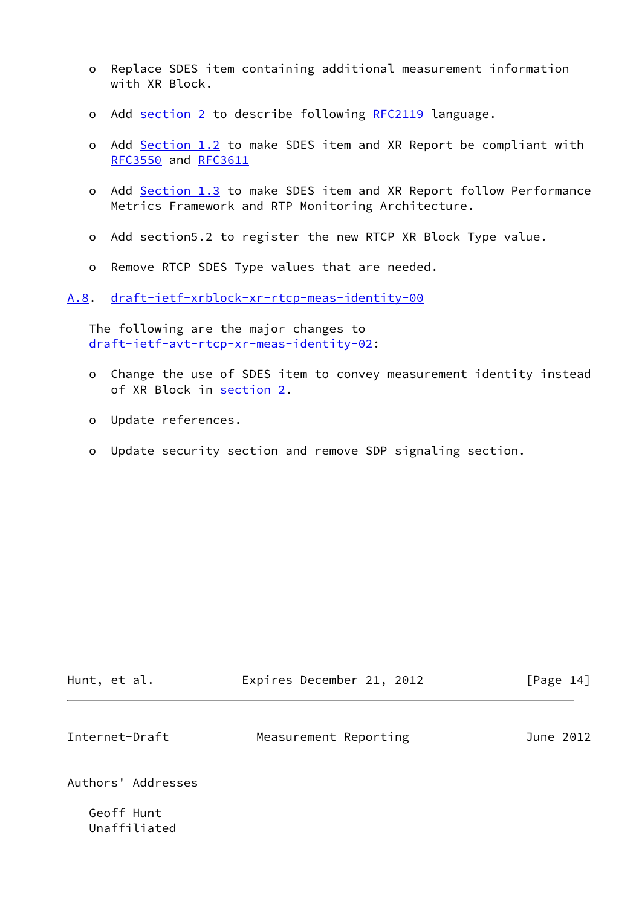- Replace SDES item containing additional measurement information with XR Block.

- Add section 2 to describe following RFC2119 language.

- Add Section 1.2 to make SDES item and XR Report be compliant with RFC3550 and RFC3611

- Add Section 1.3 to make SDES item and XR Report follow Performance Metrics Framework and RTP Monitoring Architecture.

- Add section5.2 to register the new RTCP XR Block Type value.

- Remove RTCP SDES Type values that are needed.

### A.8. draft-ietf-xrblock-xr-rtcp-meas-identity-00

The following are the major changes to draft-ietf-avt-rtcp-xr-meas-identity-02:

- Change the use of SDES item to convey measurement identity instead of XR Block in section 2.

- Update references.

- Update security section and remove SDP signaling section.

## Authors' Addresses

Geoff Hunt
Unaffiliated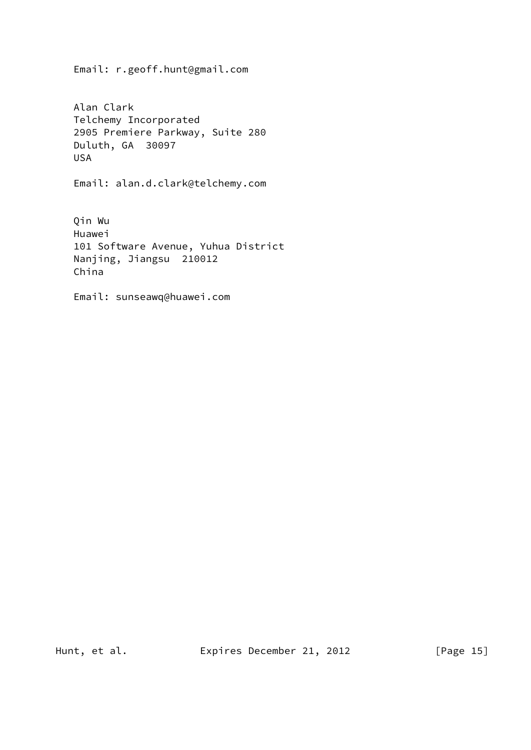Email: r.geoff.hunt@gmail.com

Alan Clark
Telchemy Incorporated
2905 Premiere Parkway, Suite 280
Duluth, GA 30097
USA

Email: alan.d.clark@telchemy.com

Qin Wu
Huawei
101 Software Avenue, Yuhua District
Nanjing, Jiangsu 210012
China

Email: sunseawq@huawei.com